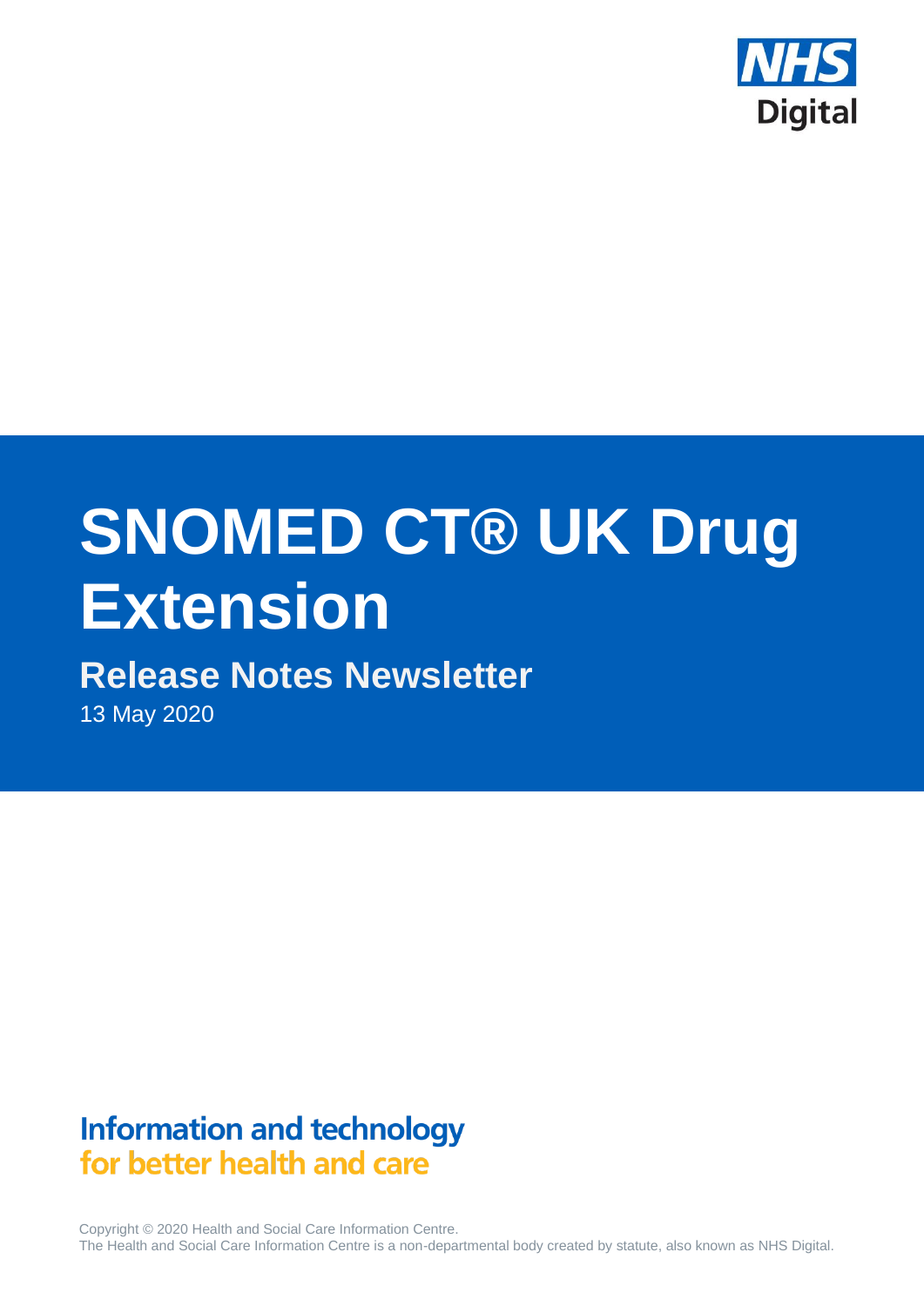NHS Digital

# SNOMED CT® UK Drug Extension

## Release Notes Newsletter

13 May 2020

**Information and technology**
**for better health and care**

Copyright © 2020 Health and Social Care Information Centre.
The Health and Social Care Information Centre is a non-departmental body created by statute, also known as NHS Digital.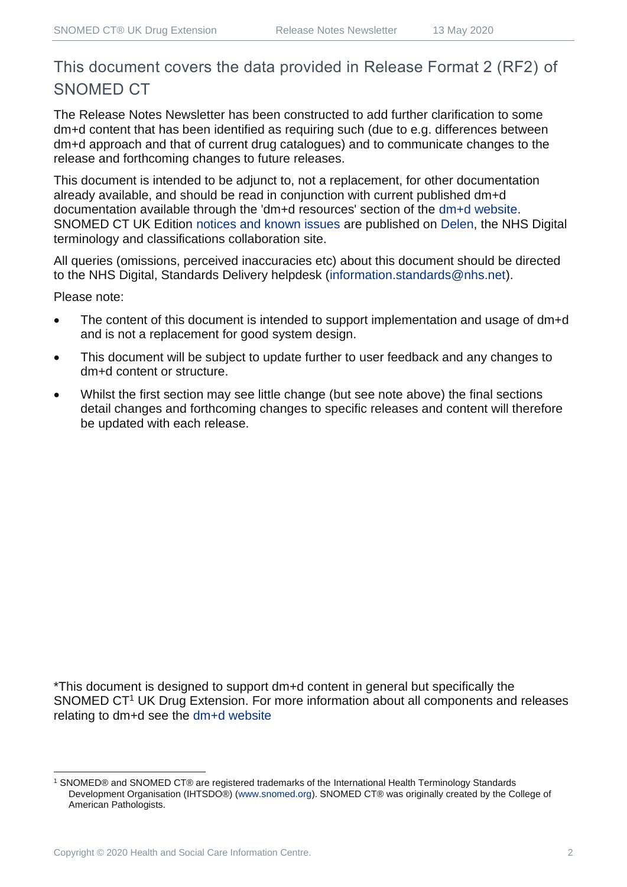## This document covers the data provided in Release Format 2 (RF2) of SNOMED CT

The Release Notes Newsletter has been constructed to add further clarification to some dm+d content that has been identified as requiring such (due to e.g. differences between dm+d approach and that of current drug catalogues) and to communicate changes to the release and forthcoming changes to future releases.

This document is intended to be adjunct to, not a replacement, for other documentation already available, and should be read in conjunction with current published dm+d documentation available through the 'dm+d resources' section of the dm+d website. SNOMED CT UK Edition notices and known issues are published on Delen, the NHS Digital terminology and classifications collaboration site.

All queries (omissions, perceived inaccuracies etc) about this document should be directed to the NHS Digital, Standards Delivery helpdesk (information.standards@nhs.net).

Please note:

- The content of this document is intended to support implementation and usage of dm+d and is not a replacement for good system design.
- This document will be subject to update further to user feedback and any changes to dm+d content or structure.
- Whilst the first section may see little change (but see note above) the final sections detail changes and forthcoming changes to specific releases and content will therefore be updated with each release.

*This document is designed to support dm+d content in general but specifically the SNOMED CT[1] UK Drug Extension. For more information about all components and releases relating to dm+d see the dm+d website

[1] SNOMED® and SNOMED CT® are registered trademarks of the International Health Terminology Standards Development Organisation (IHTSDO®) (www.snomed.org). SNOMED CT® was originally created by the College of American Pathologists.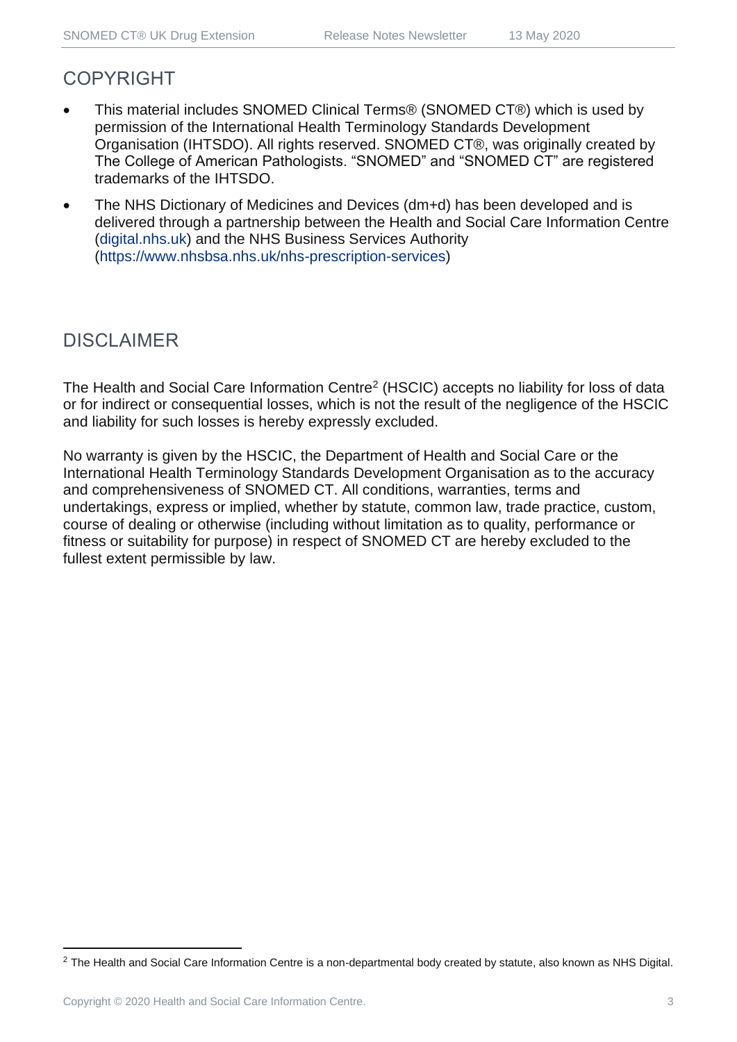## COPYRIGHT

- This material includes SNOMED Clinical Terms® (SNOMED CT®) which is used by permission of the International Health Terminology Standards Development Organisation (IHTSDO). All rights reserved. SNOMED CT®, was originally created by The College of American Pathologists. "SNOMED" and "SNOMED CT" are registered trademarks of the IHTSDO.
- The NHS Dictionary of Medicines and Devices (dm+d) has been developed and is delivered through a partnership between the Health and Social Care Information Centre (digital.nhs.uk) and the NHS Business Services Authority (https://www.nhsbsa.nhs.uk/nhs-prescription-services)

## DISCLAIMER

The Health and Social Care Information Centre[2] (HSCIC) accepts no liability for loss of data or for indirect or consequential losses, which is not the result of the negligence of the HSCIC and liability for such losses is hereby expressly excluded.

No warranty is given by the HSCIC, the Department of Health and Social Care or the International Health Terminology Standards Development Organisation as to the accuracy and comprehensiveness of SNOMED CT. All conditions, warranties, terms and undertakings, express or implied, whether by statute, common law, trade practice, custom, course of dealing or otherwise (including without limitation as to quality, performance or fitness or suitability for purpose) in respect of SNOMED CT are hereby excluded to the fullest extent permissible by law.

[2] The Health and Social Care Information Centre is a non-departmental body created by statute, also known as NHS Digital.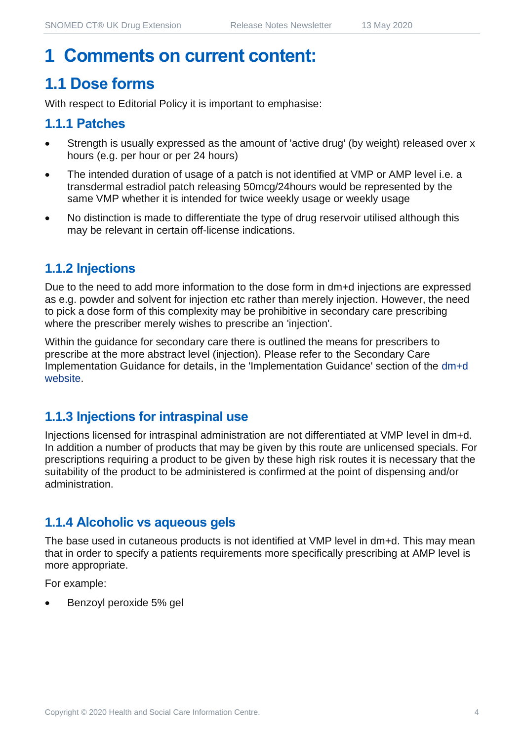# 1 Comments on current content:

## 1.1 Dose forms

With respect to Editorial Policy it is important to emphasise:

### 1.1.1 Patches

- Strength is usually expressed as the amount of 'active drug' (by weight) released over x hours (e.g. per hour or per 24 hours)
- The intended duration of usage of a patch is not identified at VMP or AMP level i.e. a transdermal estradiol patch releasing 50mcg/24hours would be represented by the same VMP whether it is intended for twice weekly usage or weekly usage
- No distinction is made to differentiate the type of drug reservoir utilised although this may be relevant in certain off-license indications.

### 1.1.2 Injections

Due to the need to add more information to the dose form in dm+d injections are expressed as e.g. powder and solvent for injection etc rather than merely injection. However, the need to pick a dose form of this complexity may be prohibitive in secondary care prescribing where the prescriber merely wishes to prescribe an 'injection'.

Within the guidance for secondary care there is outlined the means for prescribers to prescribe at the more abstract level (injection). Please refer to the Secondary Care Implementation Guidance for details, in the 'Implementation Guidance' section of the dm+d website.

### 1.1.3 Injections for intraspinal use

Injections licensed for intraspinal administration are not differentiated at VMP level in dm+d. In addition a number of products that may be given by this route are unlicensed specials. For prescriptions requiring a product to be given by these high risk routes it is necessary that the suitability of the product to be administered is confirmed at the point of dispensing and/or administration.

### 1.1.4 Alcoholic vs aqueous gels

The base used in cutaneous products is not identified at VMP level in dm+d. This may mean that in order to specify a patients requirements more specifically prescribing at AMP level is more appropriate.

For example:

- Benzoyl peroxide 5% gel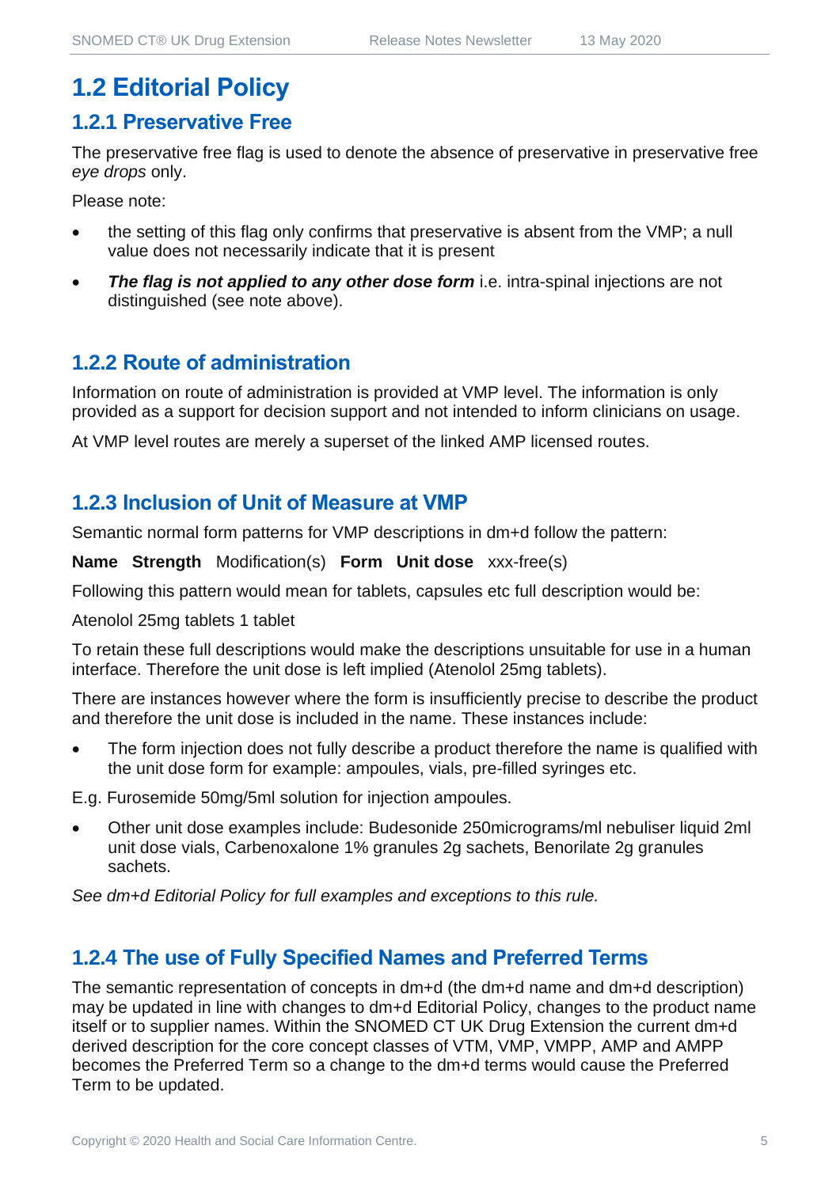# 1.2 Editorial Policy

## 1.2.1 Preservative Free

The preservative free flag is used to denote the absence of preservative in preservative free *eye drops* only.

Please note:

- the setting of this flag only confirms that preservative is absent from the VMP; a null value does not necessarily indicate that it is present
- ***The flag is not applied to any other dose form*** i.e. intra-spinal injections are not distinguished (see note above).

## 1.2.2 Route of administration

Information on route of administration is provided at VMP level. The information is only provided as a support for decision support and not intended to inform clinicians on usage.

At VMP level routes are merely a superset of the linked AMP licensed routes.

## 1.2.3 Inclusion of Unit of Measure at VMP

Semantic normal form patterns for VMP descriptions in dm+d follow the pattern:

**Name** **Strength** Modification(s) **Form** **Unit dose** xxx-free(s)

Following this pattern would mean for tablets, capsules etc full description would be:

Atenolol 25mg tablets 1 tablet

To retain these full descriptions would make the descriptions unsuitable for use in a human interface. Therefore the unit dose is left implied (Atenolol 25mg tablets).

There are instances however where the form is insufficiently precise to describe the product and therefore the unit dose is included in the name. These instances include:

- The form injection does not fully describe a product therefore the name is qualified with the unit dose form for example: ampoules, vials, pre-filled syringes etc.

E.g. Furosemide 50mg/5ml solution for injection ampoules.

- Other unit dose examples include: Budesonide 250micrograms/ml nebuliser liquid 2ml unit dose vials, Carbenoxalone 1% granules 2g sachets, Benorilate 2g granules sachets.

*See dm+d Editorial Policy for full examples and exceptions to this rule.*

## 1.2.4 The use of Fully Specified Names and Preferred Terms

The semantic representation of concepts in dm+d (the dm+d name and dm+d description) may be updated in line with changes to dm+d Editorial Policy, changes to the product name itself or to supplier names. Within the SNOMED CT UK Drug Extension the current dm+d derived description for the core concept classes of VTM, VMP, VMPP, AMP and AMPP becomes the Preferred Term so a change to the dm+d terms would cause the Preferred Term to be updated.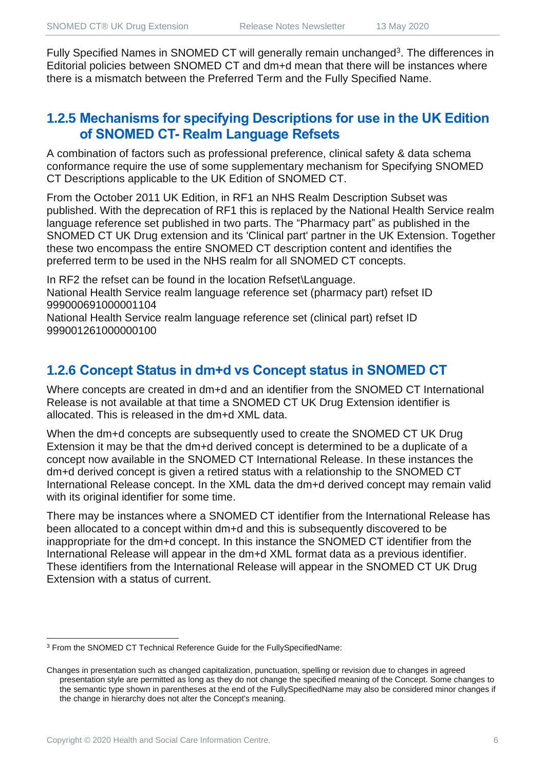Fully Specified Names in SNOMED CT will generally remain unchanged[3]. The differences in Editorial policies between SNOMED CT and dm+d mean that there will be instances where there is a mismatch between the Preferred Term and the Fully Specified Name.

### 1.2.5 Mechanisms for specifying Descriptions for use in the UK Edition of SNOMED CT- Realm Language Refsets

A combination of factors such as professional preference, clinical safety & data schema conformance require the use of some supplementary mechanism for Specifying SNOMED CT Descriptions applicable to the UK Edition of SNOMED CT.

From the October 2011 UK Edition, in RF1 an NHS Realm Description Subset was published. With the deprecation of RF1 this is replaced by the National Health Service realm language reference set published in two parts. The "Pharmacy part" as published in the SNOMED CT UK Drug extension and its 'Clinical part' partner in the UK Extension. Together these two encompass the entire SNOMED CT description content and identifies the preferred term to be used in the NHS realm for all SNOMED CT concepts.

In RF2 the refset can be found in the location Refset\Language.
National Health Service realm language reference set (pharmacy part) refset ID 999000691000001104
National Health Service realm language reference set (clinical part) refset ID 999001261000000100

### 1.2.6 Concept Status in dm+d vs Concept status in SNOMED CT

Where concepts are created in dm+d and an identifier from the SNOMED CT International Release is not available at that time a SNOMED CT UK Drug Extension identifier is allocated. This is released in the dm+d XML data.

When the dm+d concepts are subsequently used to create the SNOMED CT UK Drug Extension it may be that the dm+d derived concept is determined to be a duplicate of a concept now available in the SNOMED CT International Release. In these instances the dm+d derived concept is given a retired status with a relationship to the SNOMED CT International Release concept. In the XML data the dm+d derived concept may remain valid with its original identifier for some time.

There may be instances where a SNOMED CT identifier from the International Release has been allocated to a concept within dm+d and this is subsequently discovered to be inappropriate for the dm+d concept. In this instance the SNOMED CT identifier from the International Release will appear in the dm+d XML format data as a previous identifier. These identifiers from the International Release will appear in the SNOMED CT UK Drug Extension with a status of current.

---

[3] From the SNOMED CT Technical Reference Guide for the FullySpecifiedName:

Changes in presentation such as changed capitalization, punctuation, spelling or revision due to changes in agreed presentation style are permitted as long as they do not change the specified meaning of the Concept. Some changes to the semantic type shown in parentheses at the end of the FullySpecifiedName may also be considered minor changes if the change in hierarchy does not alter the Concept's meaning.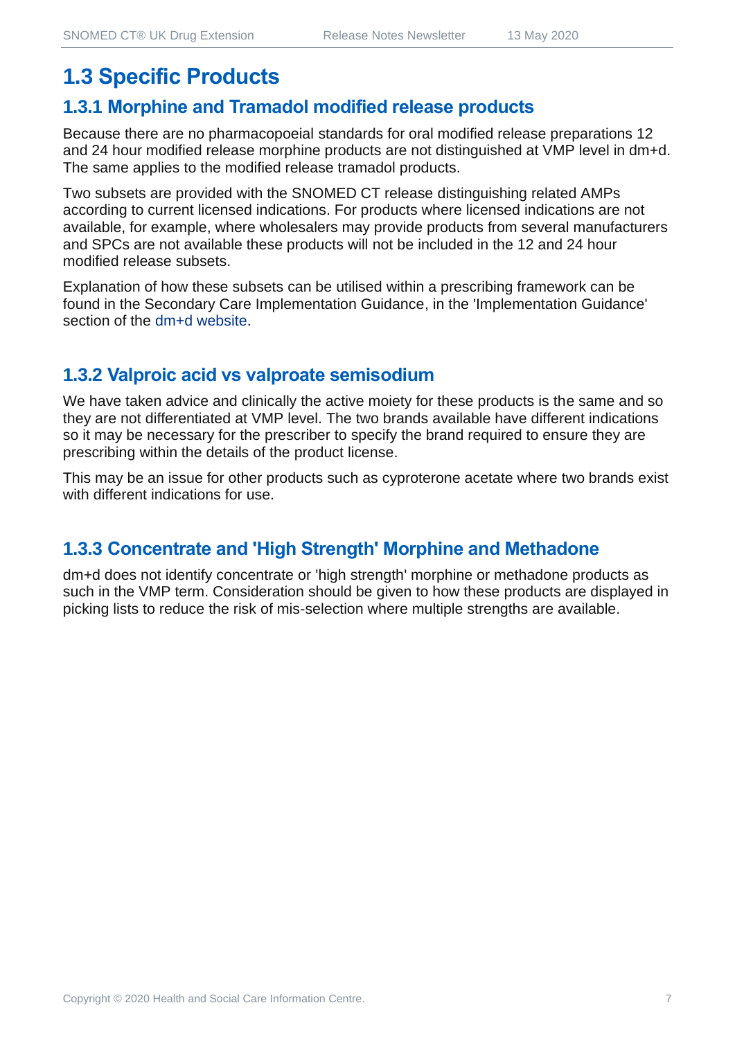## 1.3 Specific Products

### 1.3.1 Morphine and Tramadol modified release products

Because there are no pharmacopoeial standards for oral modified release preparations 12 and 24 hour modified release morphine products are not distinguished at VMP level in dm+d. The same applies to the modified release tramadol products.

Two subsets are provided with the SNOMED CT release distinguishing related AMPs according to current licensed indications. For products where licensed indications are not available, for example, where wholesalers may provide products from several manufacturers and SPCs are not available these products will not be included in the 12 and 24 hour modified release subsets.

Explanation of how these subsets can be utilised within a prescribing framework can be found in the Secondary Care Implementation Guidance, in the 'Implementation Guidance' section of the dm+d website.

### 1.3.2 Valproic acid vs valproate semisodium

We have taken advice and clinically the active moiety for these products is the same and so they are not differentiated at VMP level. The two brands available have different indications so it may be necessary for the prescriber to specify the brand required to ensure they are prescribing within the details of the product license.

This may be an issue for other products such as cyproterone acetate where two brands exist with different indications for use.

### 1.3.3 Concentrate and 'High Strength' Morphine and Methadone

dm+d does not identify concentrate or 'high strength' morphine or methadone products as such in the VMP term. Consideration should be given to how these products are displayed in picking lists to reduce the risk of mis-selection where multiple strengths are available.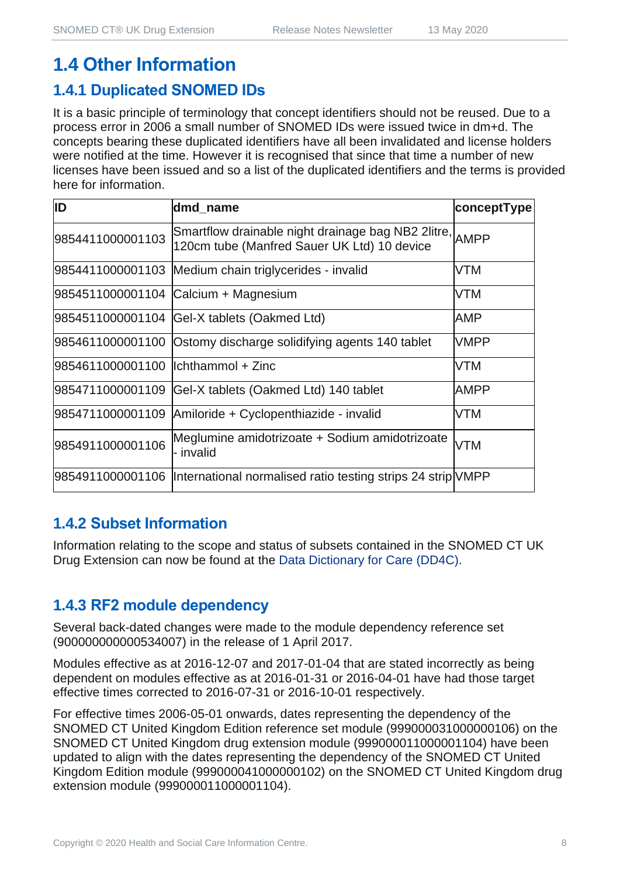## 1.4 Other Information

### 1.4.1 Duplicated SNOMED IDs

It is a basic principle of terminology that concept identifiers should not be reused. Due to a process error in 2006 a small number of SNOMED IDs were issued twice in dm+d. The concepts bearing these duplicated identifiers have all been invalidated and license holders were notified at the time. However it is recognised that since that time a number of new licenses have been issued and so a list of the duplicated identifiers and the terms is provided here for information.

| ID | dmd_name | conceptType |
|---|---|---|
| 9854411000001103 | Smartflow drainable night drainage bag NB2 2litre, 120cm tube (Manfred Sauer UK Ltd) 10 device | AMPP |
| 9854411000001103 | Medium chain triglycerides - invalid | VTM |
| 9854511000001104 | Calcium + Magnesium | VTM |
| 9854511000001104 | Gel-X tablets (Oakmed Ltd) | AMP |
| 9854611000001100 | Ostomy discharge solidifying agents 140 tablet | VMPP |
| 9854611000001100 | Ichthammol + Zinc | VTM |
| 9854711000001109 | Gel-X tablets (Oakmed Ltd) 140 tablet | AMPP |
| 9854711000001109 | Amiloride + Cyclopenthiazide - invalid | VTM |
| 9854911000001106 | Meglumine amidotrizoate + Sodium amidotrizoate - invalid | VTM |
| 9854911000001106 | International normalised ratio testing strips 24 strip | VMPP |

### 1.4.2 Subset Information

Information relating to the scope and status of subsets contained in the SNOMED CT UK Drug Extension can now be found at the Data Dictionary for Care (DD4C).

### 1.4.3 RF2 module dependency

Several back-dated changes were made to the module dependency reference set (900000000000534007) in the release of 1 April 2017.

Modules effective as at 2016-12-07 and 2017-01-04 that are stated incorrectly as being dependent on modules effective as at 2016-01-31 or 2016-04-01 have had those target effective times corrected to 2016-07-31 or 2016-10-01 respectively.

For effective times 2006-05-01 onwards, dates representing the dependency of the SNOMED CT United Kingdom Edition reference set module (999000031000000106) on the SNOMED CT United Kingdom drug extension module (999000011000001104) have been updated to align with the dates representing the dependency of the SNOMED CT United Kingdom Edition module (999000041000000102) on the SNOMED CT United Kingdom drug extension module (999000011000001104).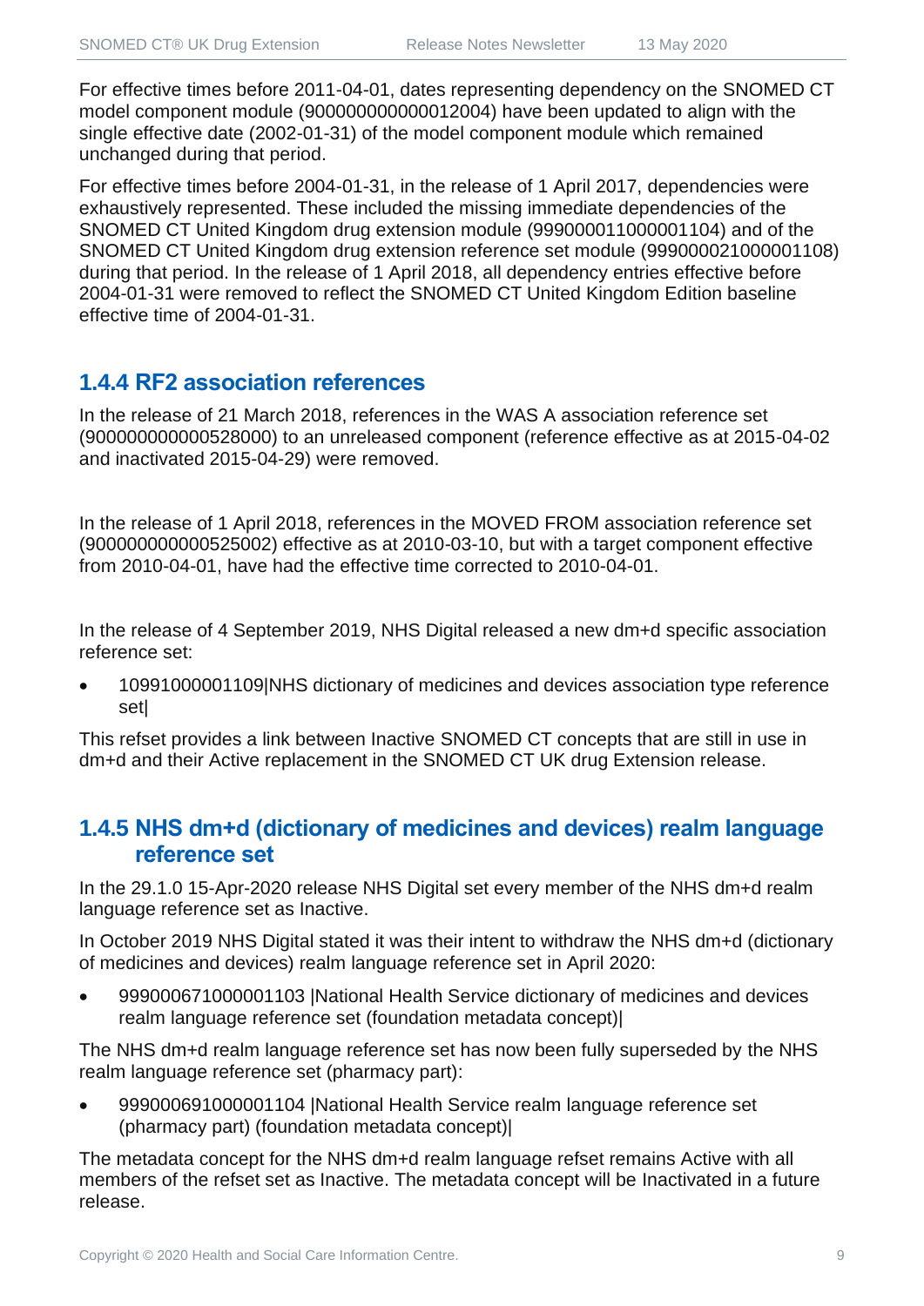For effective times before 2011-04-01, dates representing dependency on the SNOMED CT model component module (900000000000012004) have been updated to align with the single effective date (2002-01-31) of the model component module which remained unchanged during that period.

For effective times before 2004-01-31, in the release of 1 April 2017, dependencies were exhaustively represented. These included the missing immediate dependencies of the SNOMED CT United Kingdom drug extension module (999000011000001104) and of the SNOMED CT United Kingdom drug extension reference set module (999000021000001108) during that period. In the release of 1 April 2018, all dependency entries effective before 2004-01-31 were removed to reflect the SNOMED CT United Kingdom Edition baseline effective time of 2004-01-31.

### 1.4.4 RF2 association references

In the release of 21 March 2018, references in the WAS A association reference set (900000000000528000) to an unreleased component (reference effective as at 2015-04-02 and inactivated 2015-04-29) were removed.

In the release of 1 April 2018, references in the MOVED FROM association reference set (900000000000525002) effective as at 2010-03-10, but with a target component effective from 2010-04-01, have had the effective time corrected to 2010-04-01.

In the release of 4 September 2019, NHS Digital released a new dm+d specific association reference set:

- 10991000001109|NHS dictionary of medicines and devices association type reference set|

This refset provides a link between Inactive SNOMED CT concepts that are still in use in dm+d and their Active replacement in the SNOMED CT UK drug Extension release.

### 1.4.5 NHS dm+d (dictionary of medicines and devices) realm language reference set

In the 29.1.0 15-Apr-2020 release NHS Digital set every member of the NHS dm+d realm language reference set as Inactive.

In October 2019 NHS Digital stated it was their intent to withdraw the NHS dm+d (dictionary of medicines and devices) realm language reference set in April 2020:

- 999000671000001103 |National Health Service dictionary of medicines and devices realm language reference set (foundation metadata concept)|

The NHS dm+d realm language reference set has now been fully superseded by the NHS realm language reference set (pharmacy part):

- 999000691000001104 |National Health Service realm language reference set (pharmacy part) (foundation metadata concept)|

The metadata concept for the NHS dm+d realm language refset remains Active with all members of the refset set as Inactive. The metadata concept will be Inactivated in a future release.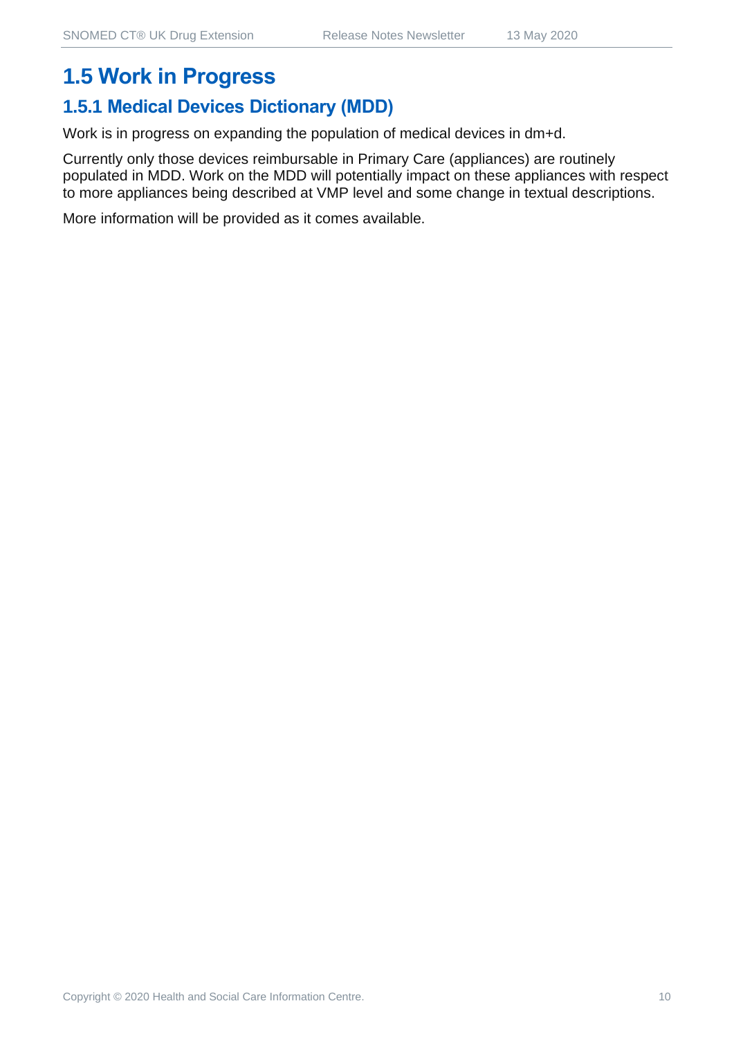## 1.5 Work in Progress

### 1.5.1 Medical Devices Dictionary (MDD)

Work is in progress on expanding the population of medical devices in dm+d.

Currently only those devices reimbursable in Primary Care (appliances) are routinely populated in MDD. Work on the MDD will potentially impact on these appliances with respect to more appliances being described at VMP level and some change in textual descriptions.

More information will be provided as it comes available.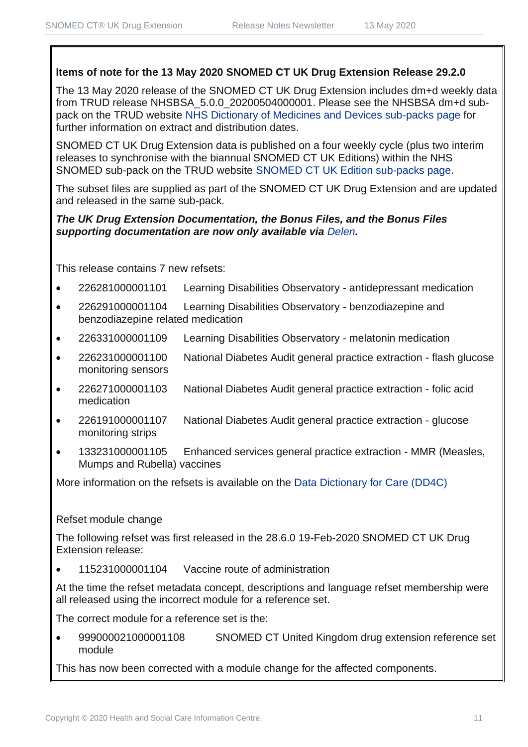**Items of note for the 13 May 2020 SNOMED CT UK Drug Extension Release 29.2.0**

The 13 May 2020 release of the SNOMED CT UK Drug Extension includes dm+d weekly data from TRUD release NHSBSA_5.0.0_20200504000001. Please see the NHSBSA dm+d sub-pack on the TRUD website NHS Dictionary of Medicines and Devices sub-packs page for further information on extract and distribution dates.

SNOMED CT UK Drug Extension data is published on a four weekly cycle (plus two interim releases to synchronise with the biannual SNOMED CT UK Editions) within the NHS SNOMED sub-pack on the TRUD website SNOMED CT UK Edition sub-packs page.

The subset files are supplied as part of the SNOMED CT UK Drug Extension and are updated and released in the same sub-pack.

***The UK Drug Extension Documentation, the Bonus Files, and the Bonus Files supporting documentation are now only available via Delen.***

This release contains 7 new refsets:

- 226281000001101 Learning Disabilities Observatory - antidepressant medication
- 226291000001104 Learning Disabilities Observatory - benzodiazepine and benzodiazepine related medication
- 226331000001109 Learning Disabilities Observatory - melatonin medication
- 226231000001100 National Diabetes Audit general practice extraction - flash glucose monitoring sensors
- 226271000001103 National Diabetes Audit general practice extraction - folic acid medication
- 226191000001107 National Diabetes Audit general practice extraction - glucose monitoring strips
- 133231000001105 Enhanced services general practice extraction - MMR (Measles, Mumps and Rubella) vaccines

More information on the refsets is available on the Data Dictionary for Care (DD4C)

Refset module change

The following refset was first released in the 28.6.0 19-Feb-2020 SNOMED CT UK Drug Extension release:

- 115231000001104 Vaccine route of administration

At the time the refset metadata concept, descriptions and language refset membership were all released using the incorrect module for a reference set.

The correct module for a reference set is the:

- 999000021000001108 SNOMED CT United Kingdom drug extension reference set module

This has now been corrected with a module change for the affected components.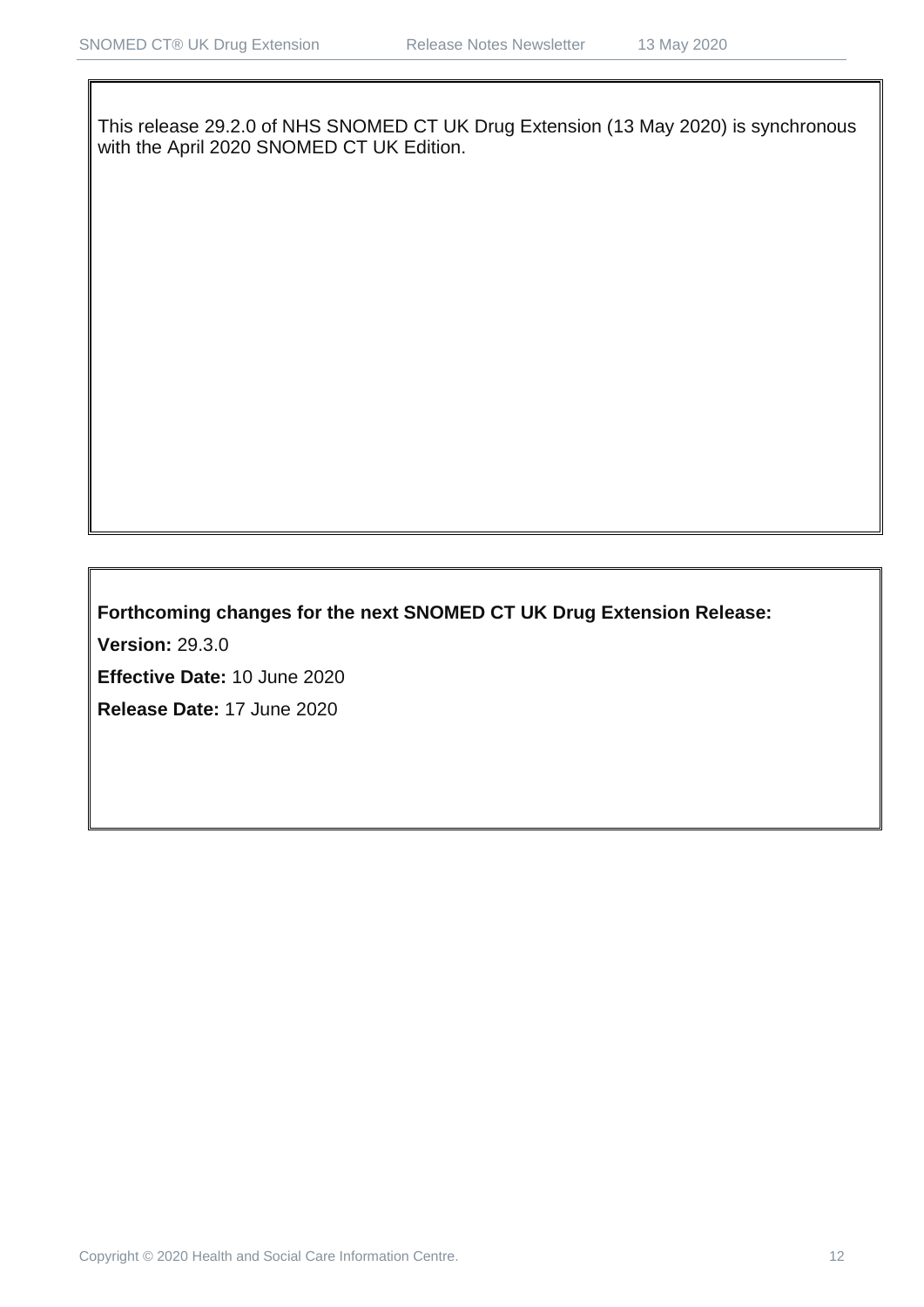This release 29.2.0 of NHS SNOMED CT UK Drug Extension (13 May 2020) is synchronous with the April 2020 SNOMED CT UK Edition.

**Forthcoming changes for the next SNOMED CT UK Drug Extension Release:**

**Version:** 29.3.0

**Effective Date:** 10 June 2020

**Release Date:** 17 June 2020